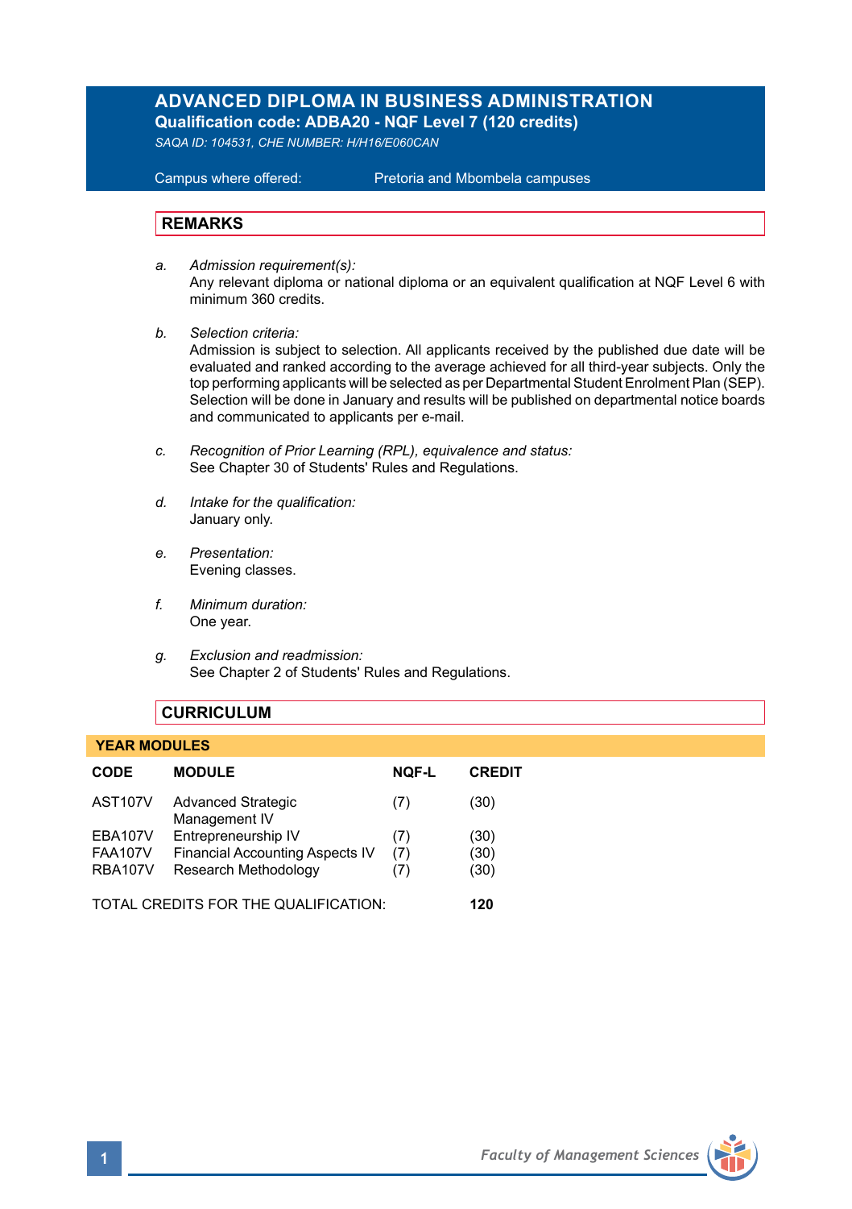# ADVANCED DIPLOMA IN BUSINESS ADMINISTRATION

**Qualification code: ADBA20 - NQF Level 7 (120 credits)**

*SAQA ID: 104531, CHE NUMBER: H/H16/E060CAN*

Campus where offered: Pretoria and Mbombela campuses

## REMARKS

a. *Admission requirement(s):*
Any relevant diploma or national diploma or an equivalent qualification at NQF Level 6 with minimum 360 credits.

b. *Selection criteria:*
Admission is subject to selection. All applicants received by the published due date will be evaluated and ranked according to the average achieved for all third-year subjects. Only the top performing applicants will be selected as per Departmental Student Enrolment Plan (SEP). Selection will be done in January and results will be published on departmental notice boards and communicated to applicants per e-mail.

c. *Recognition of Prior Learning (RPL), equivalence and status:*
See Chapter 30 of Students' Rules and Regulations.

d. *Intake for the qualification:*
January only.

e. *Presentation:*
Evening classes.

f. *Minimum duration:*
One year.

g. *Exclusion and readmission:*
See Chapter 2 of Students' Rules and Regulations.

## CURRICULUM

### YEAR MODULES

| CODE | MODULE | NQF-L | CREDIT |
|---|---|---|---|
| AST107V | Advanced Strategic Management IV | (7) | (30) |
| EBA107V | Entrepreneurship IV | (7) | (30) |
| FAA107V | Financial Accounting Aspects IV | (7) | (30) |
| RBA107V | Research Methodology | (7) | (30) |

TOTAL CREDITS FOR THE QUALIFICATION: **120**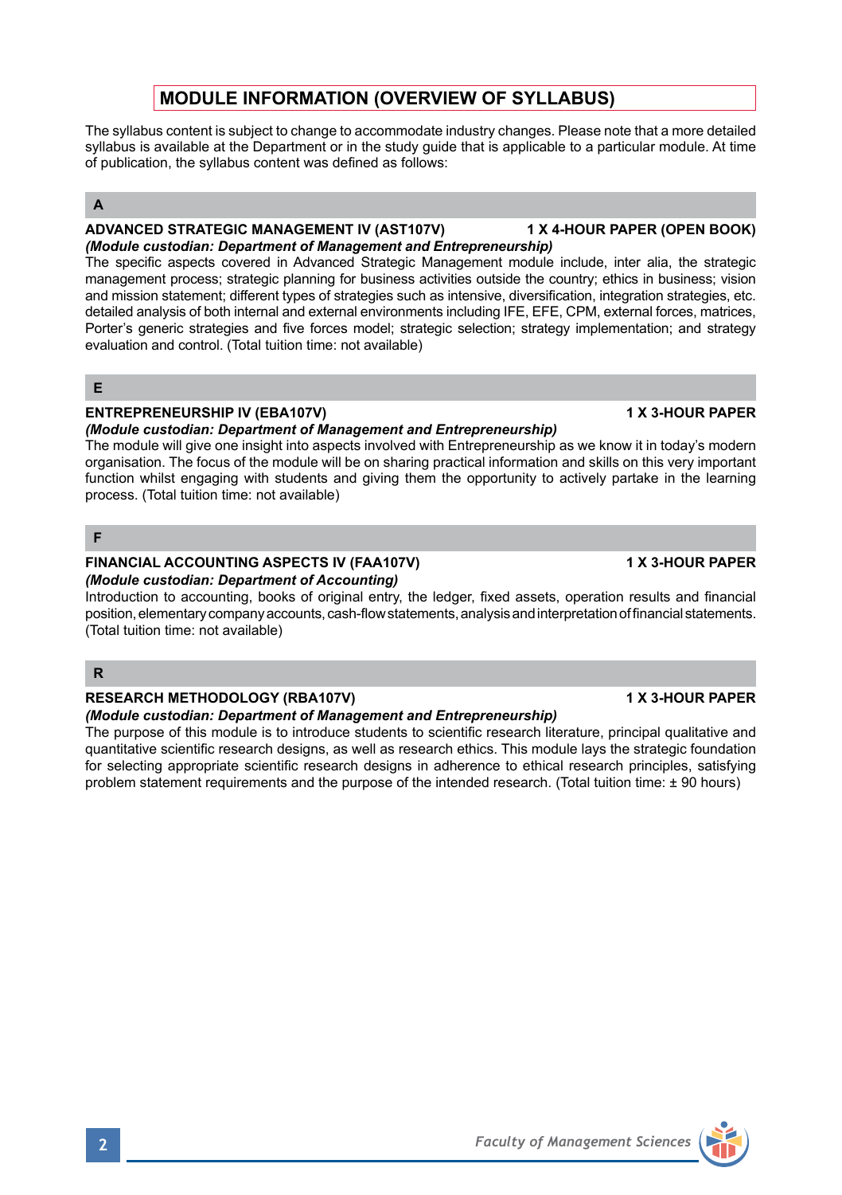# MODULE INFORMATION (OVERVIEW OF SYLLABUS)

The syllabus content is subject to change to accommodate industry changes. Please note that a more detailed syllabus is available at the Department or in the study guide that is applicable to a particular module. At time of publication, the syllabus content was defined as follows:

## A

**ADVANCED STRATEGIC MANAGEMENT IV (AST107V)** **1 X 4-HOUR PAPER (OPEN BOOK)**
***(Module custodian: Department of Management and Entrepreneurship)***
The specific aspects covered in Advanced Strategic Management module include, inter alia, the strategic management process; strategic planning for business activities outside the country; ethics in business; vision and mission statement; different types of strategies such as intensive, diversification, integration strategies, etc. detailed analysis of both internal and external environments including IFE, EFE, CPM, external forces, matrices, Porter's generic strategies and five forces model; strategic selection; strategy implementation; and strategy evaluation and control. (Total tuition time: not available)

## E

**ENTREPRENEURSHIP IV (EBA107V)** **1 X 3-HOUR PAPER**
***(Module custodian: Department of Management and Entrepreneurship)***
The module will give one insight into aspects involved with Entrepreneurship as we know it in today's modern organisation. The focus of the module will be on sharing practical information and skills on this very important function whilst engaging with students and giving them the opportunity to actively partake in the learning process. (Total tuition time: not available)

## F

**FINANCIAL ACCOUNTING ASPECTS IV (FAA107V)** **1 X 3-HOUR PAPER**
***(Module custodian: Department of Accounting)***
Introduction to accounting, books of original entry, the ledger, fixed assets, operation results and financial position, elementary company accounts, cash-flow statements, analysis and interpretation of financial statements. (Total tuition time: not available)

## R

**RESEARCH METHODOLOGY (RBA107V)** **1 X 3-HOUR PAPER**
***(Module custodian: Department of Management and Entrepreneurship)***
The purpose of this module is to introduce students to scientific research literature, principal qualitative and quantitative scientific research designs, as well as research ethics. This module lays the strategic foundation for selecting appropriate scientific research designs in adherence to ethical research principles, satisfying problem statement requirements and the purpose of the intended research. (Total tuition time: ± 90 hours)